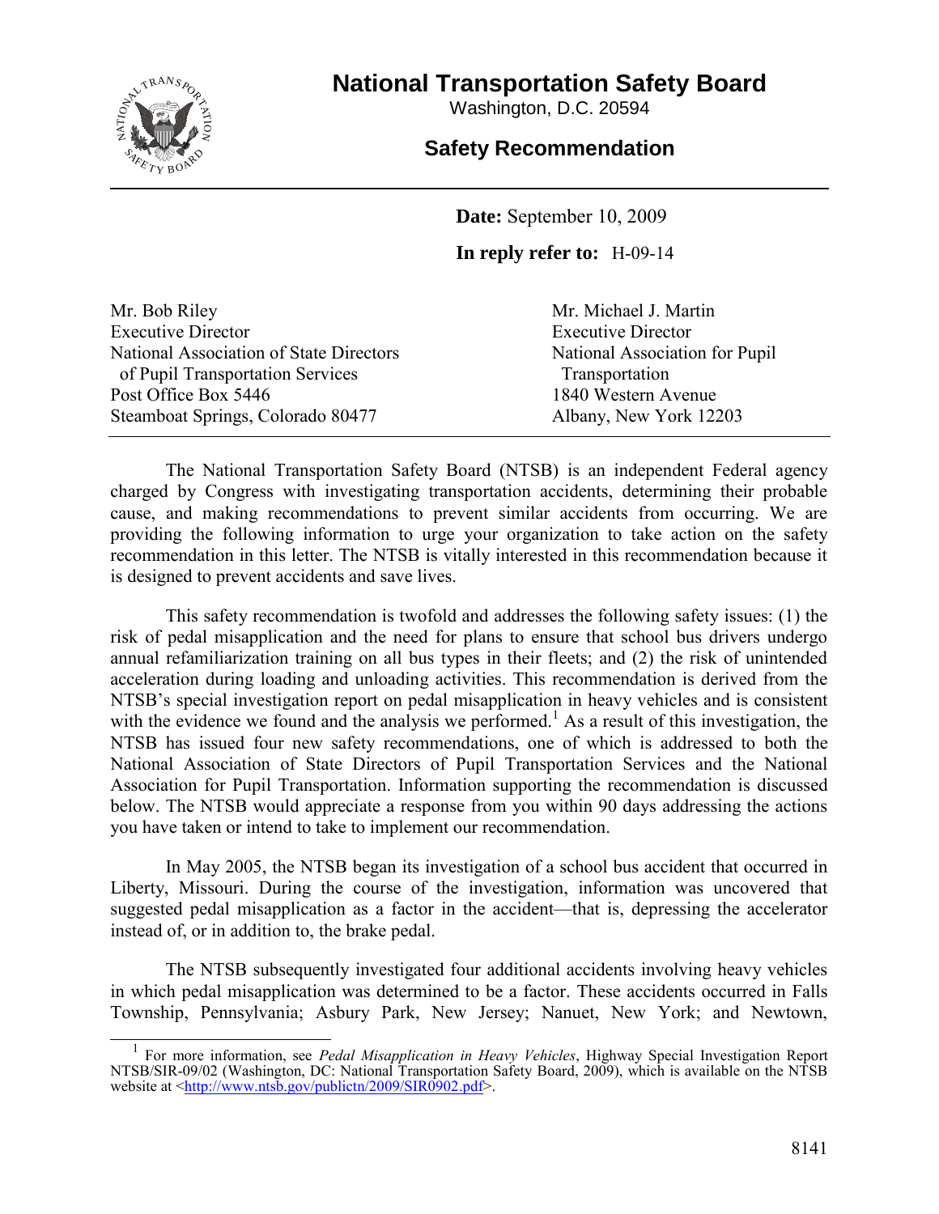# National Transportation Safety Board

Washington, D.C. 20594

## Safety Recommendation

**Date:** September 10, 2009

**In reply refer to:** H-09-14

Mr. Bob Riley
Executive Director
National Association of State Directors of Pupil Transportation Services
Post Office Box 5446
Steamboat Springs, Colorado 80477

Mr. Michael J. Martin
Executive Director
National Association for Pupil Transportation
1840 Western Avenue
Albany, New York 12203

---

The National Transportation Safety Board (NTSB) is an independent Federal agency charged by Congress with investigating transportation accidents, determining their probable cause, and making recommendations to prevent similar accidents from occurring. We are providing the following information to urge your organization to take action on the safety recommendation in this letter. The NTSB is vitally interested in this recommendation because it is designed to prevent accidents and save lives.

This safety recommendation is twofold and addresses the following safety issues: (1) the risk of pedal misapplication and the need for plans to ensure that school bus drivers undergo annual refamiliarization training on all bus types in their fleets; and (2) the risk of unintended acceleration during loading and unloading activities. This recommendation is derived from the NTSB's special investigation report on pedal misapplication in heavy vehicles and is consistent with the evidence we found and the analysis we performed.[1] As a result of this investigation, the NTSB has issued four new safety recommendations, one of which is addressed to both the National Association of State Directors of Pupil Transportation Services and the National Association for Pupil Transportation. Information supporting the recommendation is discussed below. The NTSB would appreciate a response from you within 90 days addressing the actions you have taken or intend to take to implement our recommendation.

In May 2005, the NTSB began its investigation of a school bus accident that occurred in Liberty, Missouri. During the course of the investigation, information was uncovered that suggested pedal misapplication as a factor in the accident—that is, depressing the accelerator instead of, or in addition to, the brake pedal.

The NTSB subsequently investigated four additional accidents involving heavy vehicles in which pedal misapplication was determined to be a factor. These accidents occurred in Falls Township, Pennsylvania; Asbury Park, New Jersey; Nanuet, New York; and Newtown,

---

[1] For more information, see *Pedal Misapplication in Heavy Vehicles*, Highway Special Investigation Report NTSB/SIR-09/02 (Washington, DC: National Transportation Safety Board, 2009), which is available on the NTSB website at <http://www.ntsb.gov/publictn/2009/SIR0902.pdf>.

8141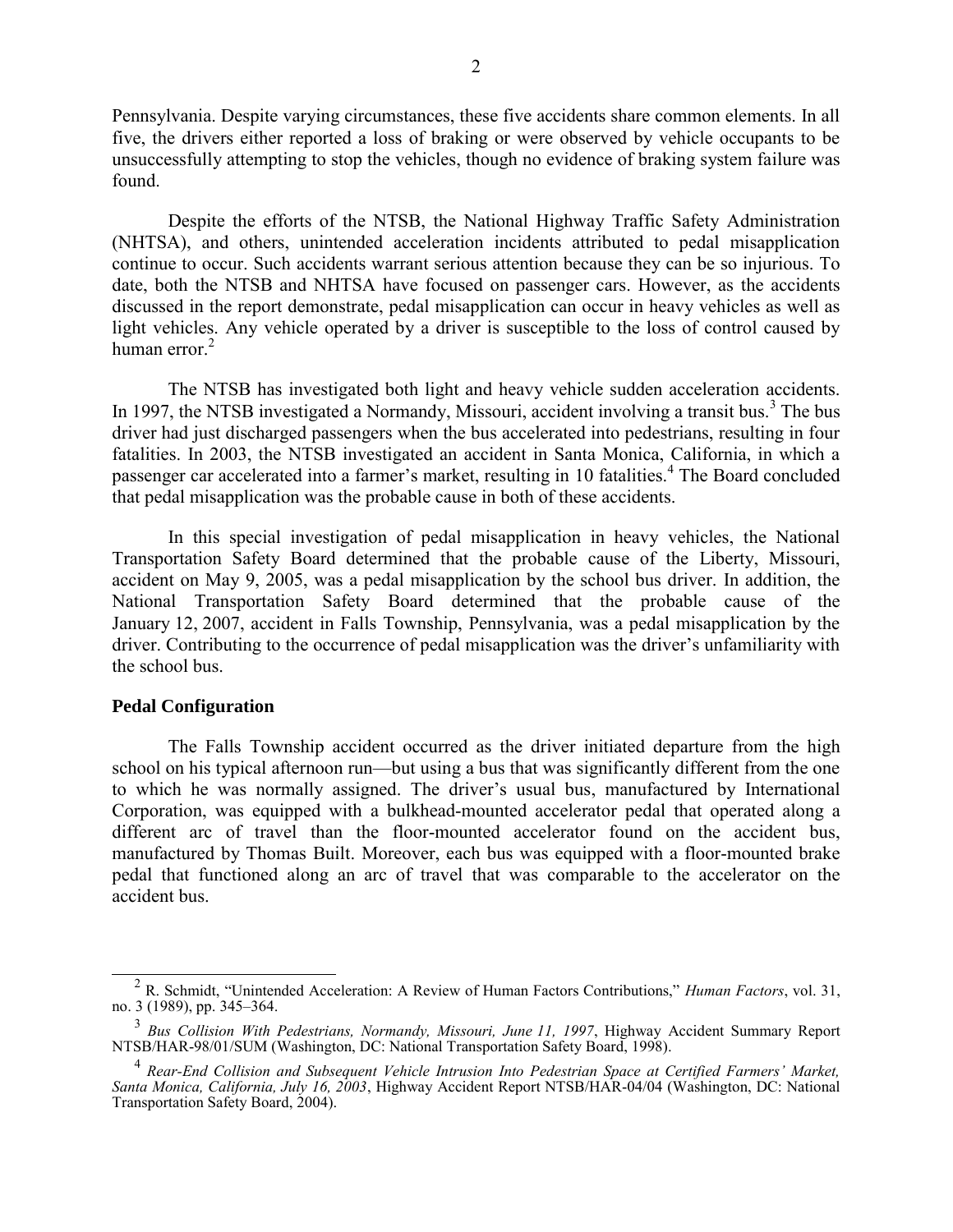Pennsylvania. Despite varying circumstances, these five accidents share common elements. In all five, the drivers either reported a loss of braking or were observed by vehicle occupants to be unsuccessfully attempting to stop the vehicles, though no evidence of braking system failure was found.

Despite the efforts of the NTSB, the National Highway Traffic Safety Administration (NHTSA), and others, unintended acceleration incidents attributed to pedal misapplication continue to occur. Such accidents warrant serious attention because they can be so injurious. To date, both the NTSB and NHTSA have focused on passenger cars. However, as the accidents discussed in the report demonstrate, pedal misapplication can occur in heavy vehicles as well as light vehicles. Any vehicle operated by a driver is susceptible to the loss of control caused by human error.[2]

The NTSB has investigated both light and heavy vehicle sudden acceleration accidents. In 1997, the NTSB investigated a Normandy, Missouri, accident involving a transit bus.[3] The bus driver had just discharged passengers when the bus accelerated into pedestrians, resulting in four fatalities. In 2003, the NTSB investigated an accident in Santa Monica, California, in which a passenger car accelerated into a farmer's market, resulting in 10 fatalities.[4] The Board concluded that pedal misapplication was the probable cause in both of these accidents.

In this special investigation of pedal misapplication in heavy vehicles, the National Transportation Safety Board determined that the probable cause of the Liberty, Missouri, accident on May 9, 2005, was a pedal misapplication by the school bus driver. In addition, the National Transportation Safety Board determined that the probable cause of the January 12, 2007, accident in Falls Township, Pennsylvania, was a pedal misapplication by the driver. Contributing to the occurrence of pedal misapplication was the driver's unfamiliarity with the school bus.

## Pedal Configuration

The Falls Township accident occurred as the driver initiated departure from the high school on his typical afternoon run—but using a bus that was significantly different from the one to which he was normally assigned. The driver's usual bus, manufactured by International Corporation, was equipped with a bulkhead-mounted accelerator pedal that operated along a different arc of travel than the floor-mounted accelerator found on the accident bus, manufactured by Thomas Built. Moreover, each bus was equipped with a floor-mounted brake pedal that functioned along an arc of travel that was comparable to the accelerator on the accident bus.

---

[2] R. Schmidt, "Unintended Acceleration: A Review of Human Factors Contributions," *Human Factors*, vol. 31, no. 3 (1989), pp. 345–364.

[3] *Bus Collision With Pedestrians, Normandy, Missouri, June 11, 1997*, Highway Accident Summary Report NTSB/HAR-98/01/SUM (Washington, DC: National Transportation Safety Board, 1998).

[4] *Rear-End Collision and Subsequent Vehicle Intrusion Into Pedestrian Space at Certified Farmers' Market, Santa Monica, California, July 16, 2003*, Highway Accident Report NTSB/HAR-04/04 (Washington, DC: National Transportation Safety Board, 2004).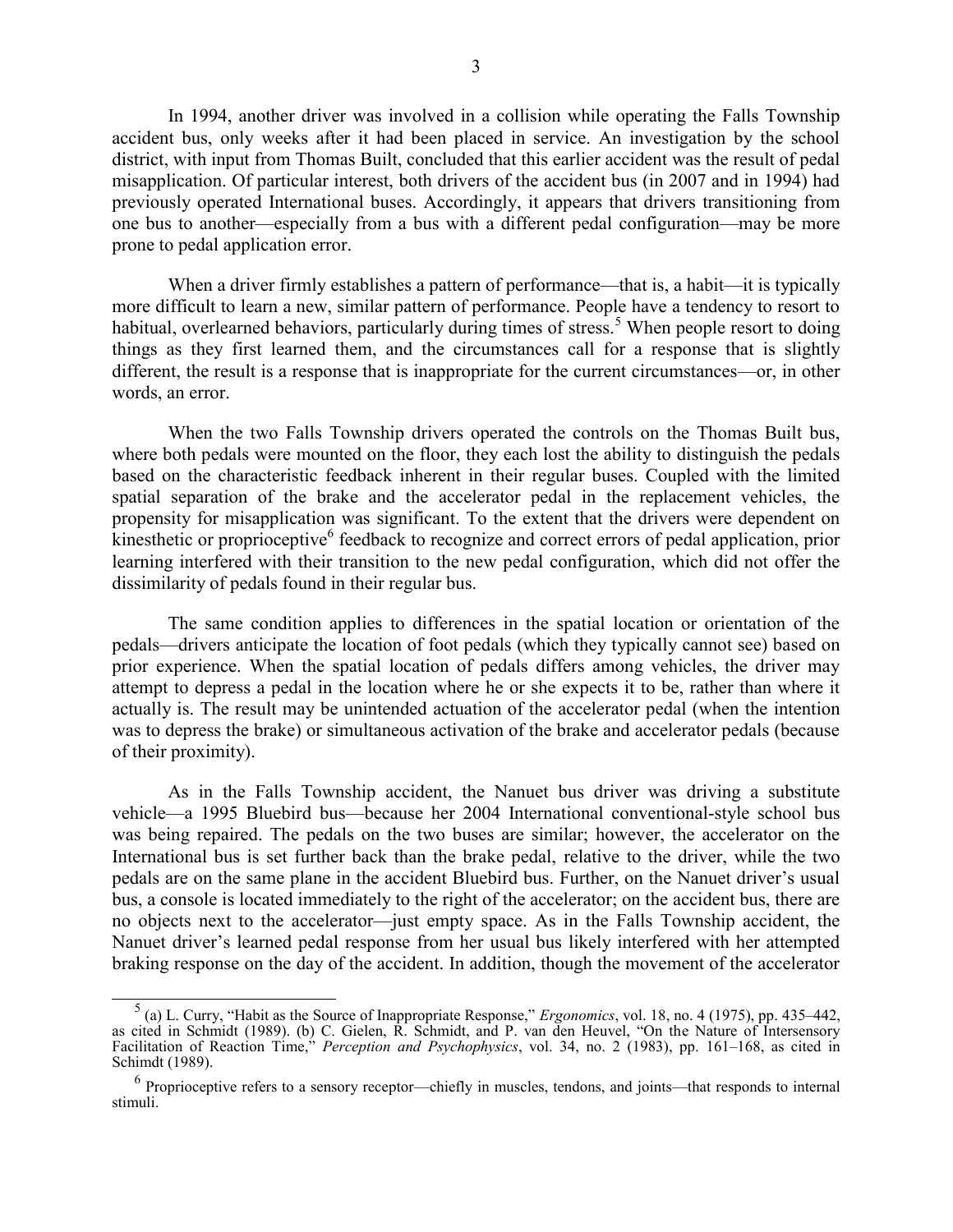In 1994, another driver was involved in a collision while operating the Falls Township accident bus, only weeks after it had been placed in service. An investigation by the school district, with input from Thomas Built, concluded that this earlier accident was the result of pedal misapplication. Of particular interest, both drivers of the accident bus (in 2007 and in 1994) had previously operated International buses. Accordingly, it appears that drivers transitioning from one bus to another—especially from a bus with a different pedal configuration—may be more prone to pedal application error.

When a driver firmly establishes a pattern of performance—that is, a habit—it is typically more difficult to learn a new, similar pattern of performance. People have a tendency to resort to habitual, overlearned behaviors, particularly during times of stress.[5] When people resort to doing things as they first learned them, and the circumstances call for a response that is slightly different, the result is a response that is inappropriate for the current circumstances—or, in other words, an error.

When the two Falls Township drivers operated the controls on the Thomas Built bus, where both pedals were mounted on the floor, they each lost the ability to distinguish the pedals based on the characteristic feedback inherent in their regular buses. Coupled with the limited spatial separation of the brake and the accelerator pedal in the replacement vehicles, the propensity for misapplication was significant. To the extent that the drivers were dependent on kinesthetic or proprioceptive[6] feedback to recognize and correct errors of pedal application, prior learning interfered with their transition to the new pedal configuration, which did not offer the dissimilarity of pedals found in their regular bus.

The same condition applies to differences in the spatial location or orientation of the pedals—drivers anticipate the location of foot pedals (which they typically cannot see) based on prior experience. When the spatial location of pedals differs among vehicles, the driver may attempt to depress a pedal in the location where he or she expects it to be, rather than where it actually is. The result may be unintended actuation of the accelerator pedal (when the intention was to depress the brake) or simultaneous activation of the brake and accelerator pedals (because of their proximity).

As in the Falls Township accident, the Nanuet bus driver was driving a substitute vehicle—a 1995 Bluebird bus—because her 2004 International conventional-style school bus was being repaired. The pedals on the two buses are similar; however, the accelerator on the International bus is set further back than the brake pedal, relative to the driver, while the two pedals are on the same plane in the accident Bluebird bus. Further, on the Nanuet driver's usual bus, a console is located immediately to the right of the accelerator; on the accident bus, there are no objects next to the accelerator—just empty space. As in the Falls Township accident, the Nanuet driver's learned pedal response from her usual bus likely interfered with her attempted braking response on the day of the accident. In addition, though the movement of the accelerator

---

[5] (a) L. Curry, "Habit as the Source of Inappropriate Response," *Ergonomics*, vol. 18, no. 4 (1975), pp. 435–442, as cited in Schmidt (1989). (b) C. Gielen, R. Schmidt, and P. van den Heuvel, "On the Nature of Intersensory Facilitation of Reaction Time," *Perception and Psychophysics*, vol. 34, no. 2 (1983), pp. 161–168, as cited in Schimdt (1989).

[6] Proprioceptive refers to a sensory receptor—chiefly in muscles, tendons, and joints—that responds to internal stimuli.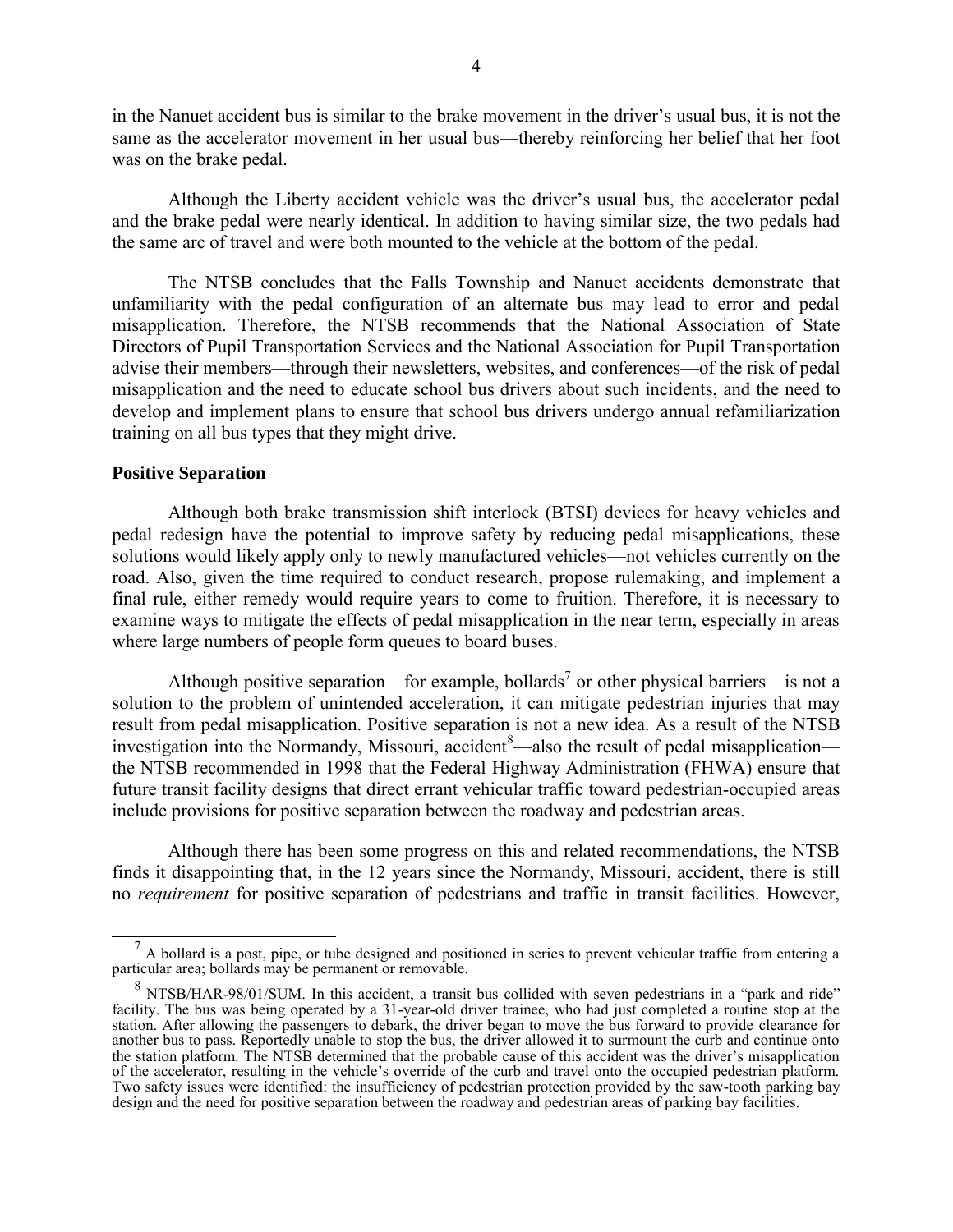in the Nanuet accident bus is similar to the brake movement in the driver's usual bus, it is not the same as the accelerator movement in her usual bus—thereby reinforcing her belief that her foot was on the brake pedal.

Although the Liberty accident vehicle was the driver's usual bus, the accelerator pedal and the brake pedal were nearly identical. In addition to having similar size, the two pedals had the same arc of travel and were both mounted to the vehicle at the bottom of the pedal.

The NTSB concludes that the Falls Township and Nanuet accidents demonstrate that unfamiliarity with the pedal configuration of an alternate bus may lead to error and pedal misapplication. Therefore, the NTSB recommends that the National Association of State Directors of Pupil Transportation Services and the National Association for Pupil Transportation advise their members—through their newsletters, websites, and conferences—of the risk of pedal misapplication and the need to educate school bus drivers about such incidents, and the need to develop and implement plans to ensure that school bus drivers undergo annual refamiliarization training on all bus types that they might drive.

### Positive Separation

Although both brake transmission shift interlock (BTSI) devices for heavy vehicles and pedal redesign have the potential to improve safety by reducing pedal misapplications, these solutions would likely apply only to newly manufactured vehicles—not vehicles currently on the road. Also, given the time required to conduct research, propose rulemaking, and implement a final rule, either remedy would require years to come to fruition. Therefore, it is necessary to examine ways to mitigate the effects of pedal misapplication in the near term, especially in areas where large numbers of people form queues to board buses.

Although positive separation—for example, bollards[7] or other physical barriers—is not a solution to the problem of unintended acceleration, it can mitigate pedestrian injuries that may result from pedal misapplication. Positive separation is not a new idea. As a result of the NTSB investigation into the Normandy, Missouri, accident[8]—also the result of pedal misapplication—the NTSB recommended in 1998 that the Federal Highway Administration (FHWA) ensure that future transit facility designs that direct errant vehicular traffic toward pedestrian-occupied areas include provisions for positive separation between the roadway and pedestrian areas.

Although there has been some progress on this and related recommendations, the NTSB finds it disappointing that, in the 12 years since the Normandy, Missouri, accident, there is still no *requirement* for positive separation of pedestrians and traffic in transit facilities. However,

---

[7] A bollard is a post, pipe, or tube designed and positioned in series to prevent vehicular traffic from entering a particular area; bollards may be permanent or removable.

[8] NTSB/HAR-98/01/SUM. In this accident, a transit bus collided with seven pedestrians in a "park and ride" facility. The bus was being operated by a 31-year-old driver trainee, who had just completed a routine stop at the station. After allowing the passengers to debark, the driver began to move the bus forward to provide clearance for another bus to pass. Reportedly unable to stop the bus, the driver allowed it to surmount the curb and continue onto the station platform. The NTSB determined that the probable cause of this accident was the driver's misapplication of the accelerator, resulting in the vehicle's override of the curb and travel onto the occupied pedestrian platform. Two safety issues were identified: the insufficiency of pedestrian protection provided by the saw-tooth parking bay design and the need for positive separation between the roadway and pedestrian areas of parking bay facilities.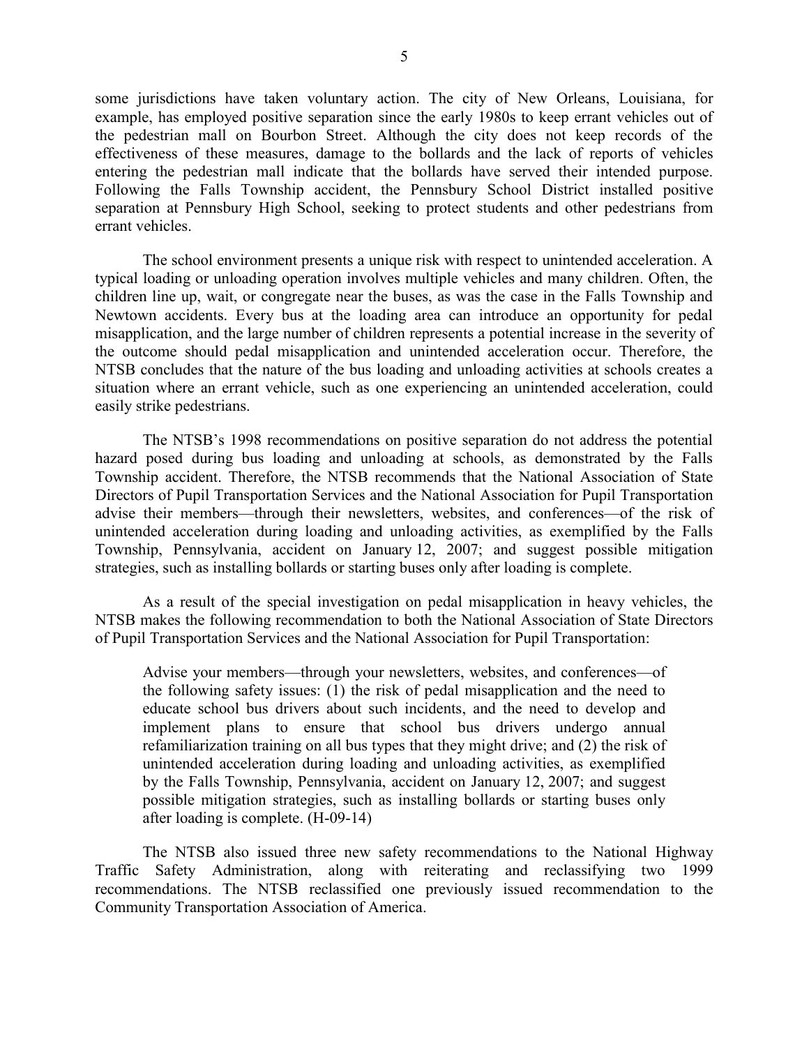some jurisdictions have taken voluntary action. The city of New Orleans, Louisiana, for example, has employed positive separation since the early 1980s to keep errant vehicles out of the pedestrian mall on Bourbon Street. Although the city does not keep records of the effectiveness of these measures, damage to the bollards and the lack of reports of vehicles entering the pedestrian mall indicate that the bollards have served their intended purpose. Following the Falls Township accident, the Pennsbury School District installed positive separation at Pennsbury High School, seeking to protect students and other pedestrians from errant vehicles.

The school environment presents a unique risk with respect to unintended acceleration. A typical loading or unloading operation involves multiple vehicles and many children. Often, the children line up, wait, or congregate near the buses, as was the case in the Falls Township and Newtown accidents. Every bus at the loading area can introduce an opportunity for pedal misapplication, and the large number of children represents a potential increase in the severity of the outcome should pedal misapplication and unintended acceleration occur. Therefore, the NTSB concludes that the nature of the bus loading and unloading activities at schools creates a situation where an errant vehicle, such as one experiencing an unintended acceleration, could easily strike pedestrians.

The NTSB's 1998 recommendations on positive separation do not address the potential hazard posed during bus loading and unloading at schools, as demonstrated by the Falls Township accident. Therefore, the NTSB recommends that the National Association of State Directors of Pupil Transportation Services and the National Association for Pupil Transportation advise their members—through their newsletters, websites, and conferences—of the risk of unintended acceleration during loading and unloading activities, as exemplified by the Falls Township, Pennsylvania, accident on January 12, 2007; and suggest possible mitigation strategies, such as installing bollards or starting buses only after loading is complete.

As a result of the special investigation on pedal misapplication in heavy vehicles, the NTSB makes the following recommendation to both the National Association of State Directors of Pupil Transportation Services and the National Association for Pupil Transportation:

> Advise your members—through your newsletters, websites, and conferences—of the following safety issues: (1) the risk of pedal misapplication and the need to educate school bus drivers about such incidents, and the need to develop and implement plans to ensure that school bus drivers undergo annual refamiliarization training on all bus types that they might drive; and (2) the risk of unintended acceleration during loading and unloading activities, as exemplified by the Falls Township, Pennsylvania, accident on January 12, 2007; and suggest possible mitigation strategies, such as installing bollards or starting buses only after loading is complete. (H-09-14)

The NTSB also issued three new safety recommendations to the National Highway Traffic Safety Administration, along with reiterating and reclassifying two 1999 recommendations. The NTSB reclassified one previously issued recommendation to the Community Transportation Association of America.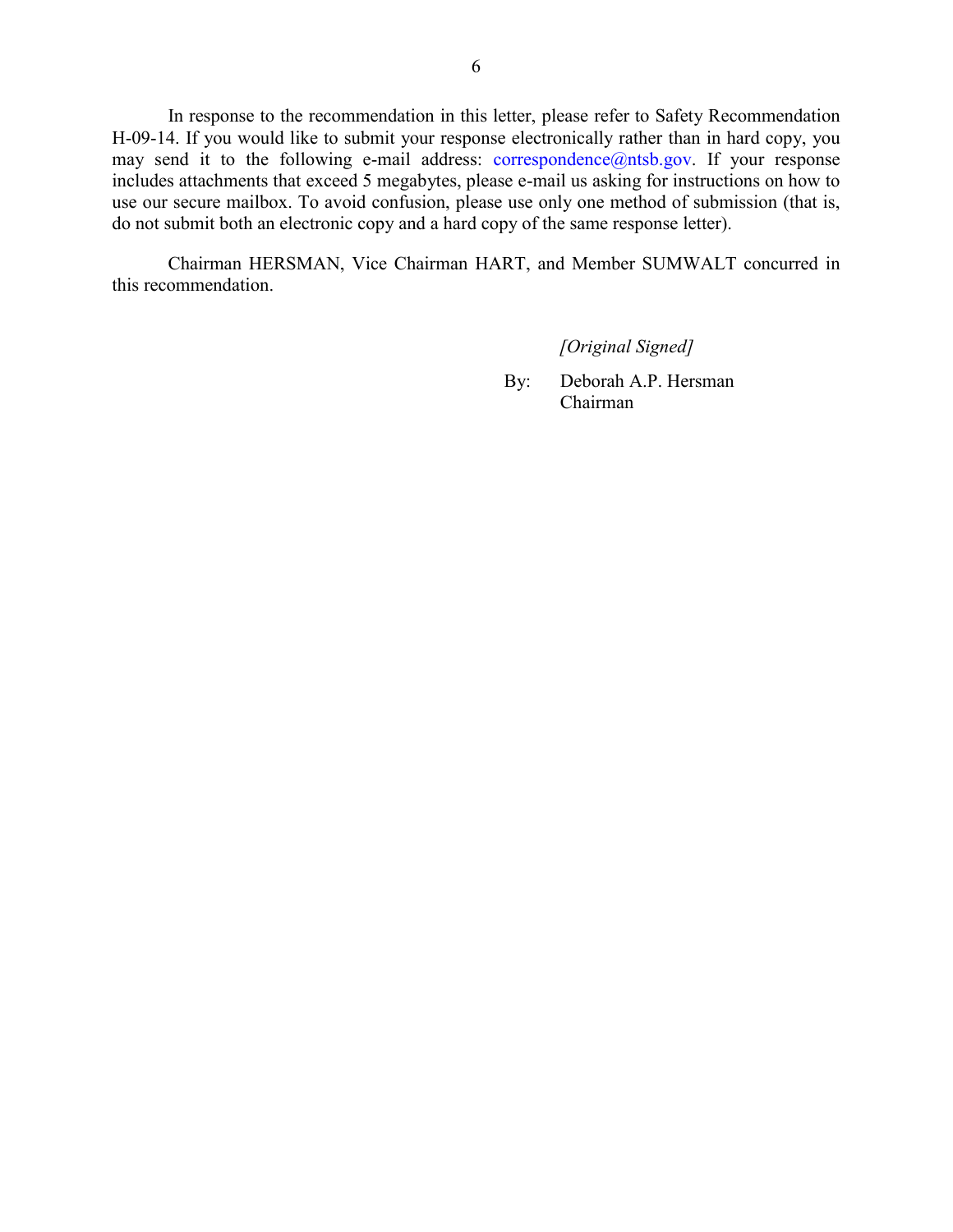In response to the recommendation in this letter, please refer to Safety Recommendation H-09-14. If you would like to submit your response electronically rather than in hard copy, you may send it to the following e-mail address: correspondence@ntsb.gov. If your response includes attachments that exceed 5 megabytes, please e-mail us asking for instructions on how to use our secure mailbox. To avoid confusion, please use only one method of submission (that is, do not submit both an electronic copy and a hard copy of the same response letter).

Chairman HERSMAN, Vice Chairman HART, and Member SUMWALT concurred in this recommendation.

*[Original Signed]*

By: Deborah A.P. Hersman
Chairman